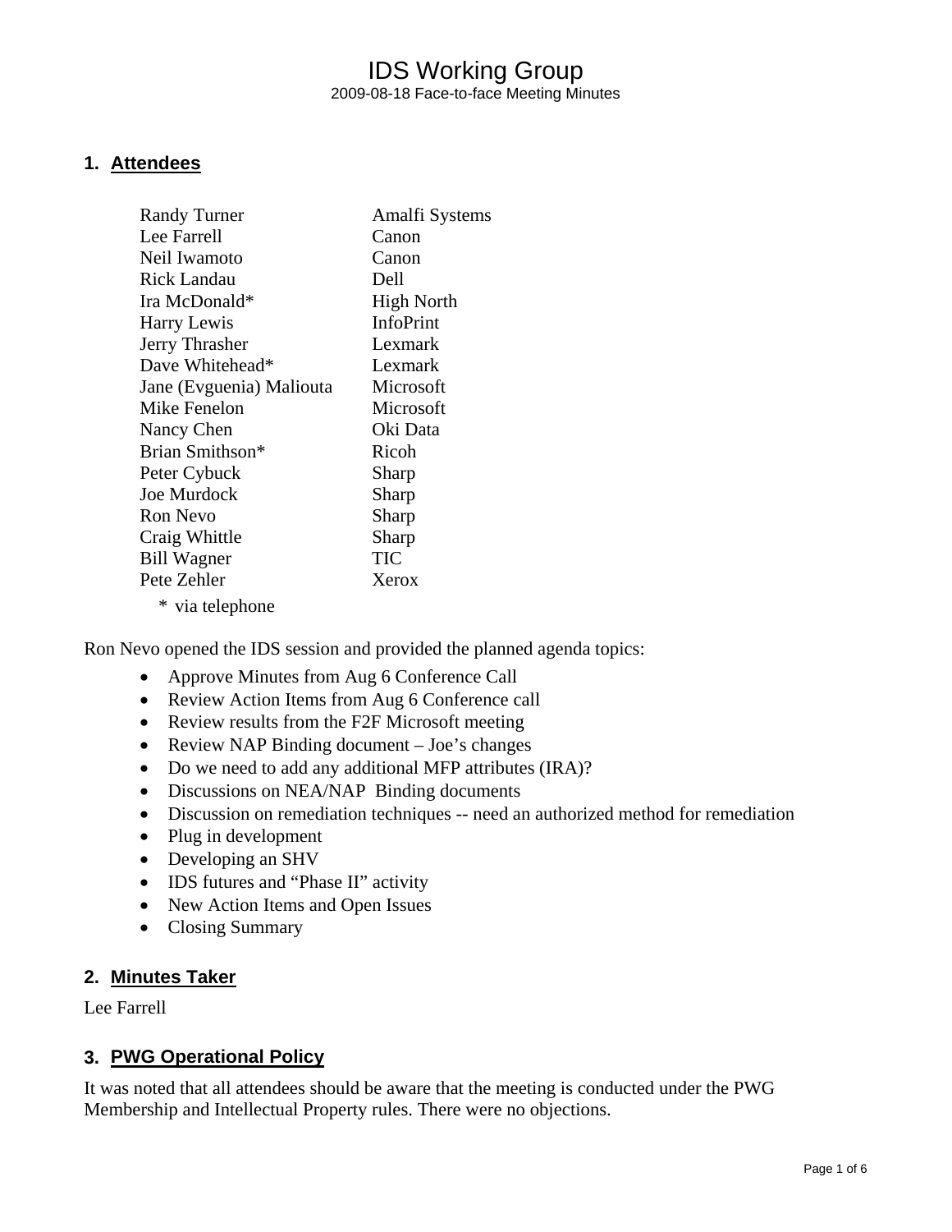# IDS Working Group

2009-08-18 Face-to-face Meeting Minutes

## 1. Attendees

| | |
|---|---|
| Randy Turner | Amalfi Systems |
| Lee Farrell | Canon |
| Neil Iwamoto | Canon |
| Rick Landau | Dell |
| Ira McDonald* | High North |
| Harry Lewis | InfoPrint |
| Jerry Thrasher | Lexmark |
| Dave Whitehead* | Lexmark |
| Jane (Evguenia) Maliouta | Microsoft |
| Mike Fenelon | Microsoft |
| Nancy Chen | Oki Data |
| Brian Smithson* | Ricoh |
| Peter Cybuck | Sharp |
| Joe Murdock | Sharp |
| Ron Nevo | Sharp |
| Craig Whittle | Sharp |
| Bill Wagner | TIC |
| Pete Zehler | Xerox |

\* via telephone

Ron Nevo opened the IDS session and provided the planned agenda topics:

- Approve Minutes from Aug 6 Conference Call
- Review Action Items from Aug 6 Conference call
- Review results from the F2F Microsoft meeting
- Review NAP Binding document – Joe's changes
- Do we need to add any additional MFP attributes (IRA)?
- Discussions on NEA/NAP Binding documents
- Discussion on remediation techniques -- need an authorized method for remediation
- Plug in development
- Developing an SHV
- IDS futures and "Phase II" activity
- New Action Items and Open Issues
- Closing Summary

## 2. Minutes Taker

Lee Farrell

## 3. PWG Operational Policy

It was noted that all attendees should be aware that the meeting is conducted under the PWG Membership and Intellectual Property rules. There were no objections.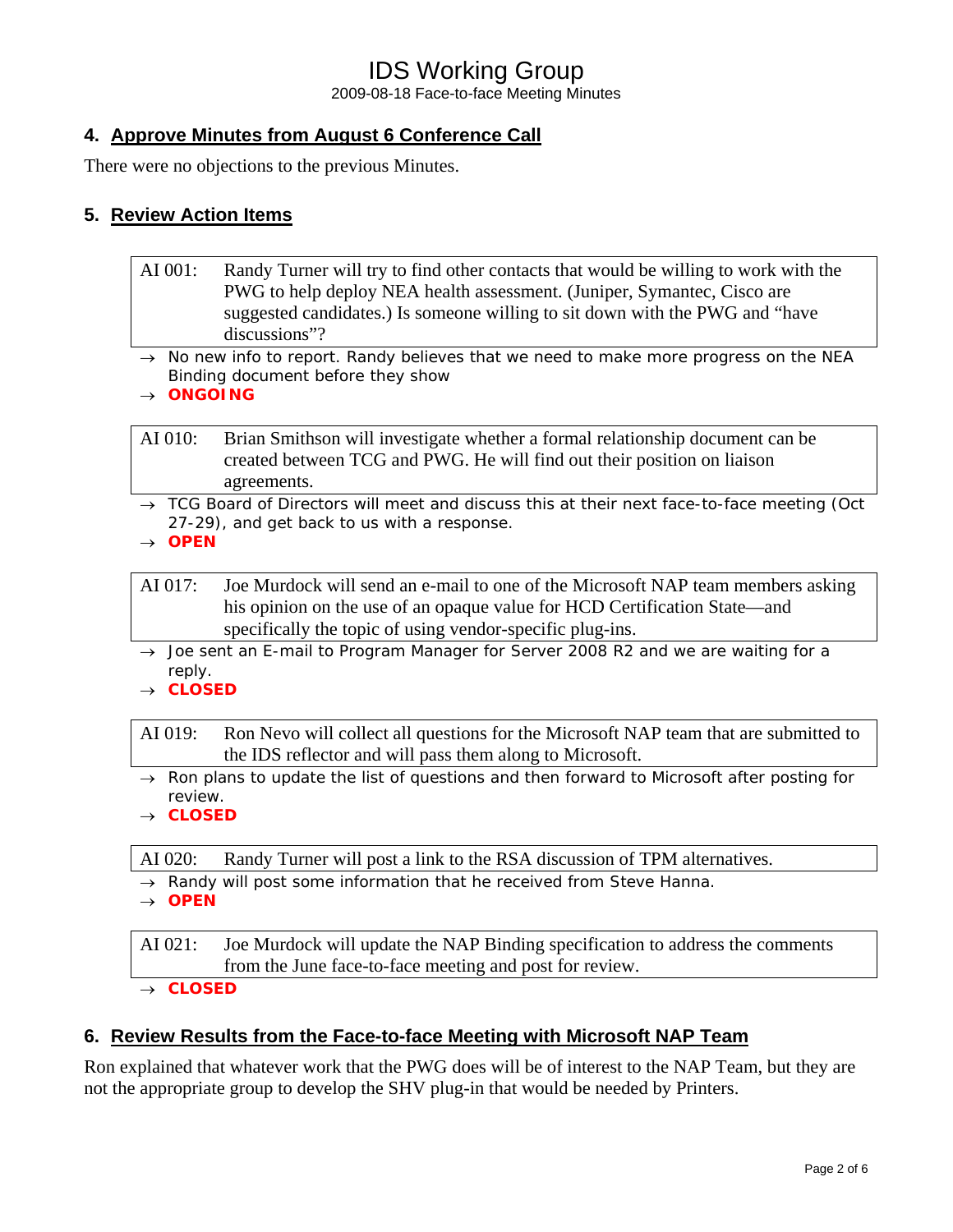## 4. Approve Minutes from August 6 Conference Call

There were no objections to the previous Minutes.

## 5. Review Action Items

| AI 001: | Randy Turner will try to find other contacts that would be willing to work with the PWG to help deploy NEA health assessment. (Juniper, Symantec, Cisco are suggested candidates.) Is someone willing to sit down with the PWG and "have discussions"? |
|---|---|

→ No new info to report. Randy believes that we need to make more progress on the NEA Binding document before they show

→ **ONGOING**

| AI 010: | Brian Smithson will investigate whether a formal relationship document can be created between TCG and PWG. He will find out their position on liaison agreements. |
|---|---|

→ TCG Board of Directors will meet and discuss this at their next face-to-face meeting (Oct 27-29), and get back to us with a response.

→ **OPEN**

| AI 017: | Joe Murdock will send an e-mail to one of the Microsoft NAP team members asking his opinion on the use of an opaque value for HCD Certification State—and specifically the topic of using vendor-specific plug-ins. |
|---|---|

→ Joe sent an E-mail to Program Manager for Server 2008 R2 and we are waiting for a reply.

→ **CLOSED**

| AI 019: | Ron Nevo will collect all questions for the Microsoft NAP team that are submitted to the IDS reflector and will pass them along to Microsoft. |
|---|---|

→ Ron plans to update the list of questions and then forward to Microsoft after posting for review.

→ **CLOSED**

| AI 020: | Randy Turner will post a link to the RSA discussion of TPM alternatives. |
|---|---|

→ Randy will post some information that he received from Steve Hanna.

→ **OPEN**

| AI 021: | Joe Murdock will update the NAP Binding specification to address the comments from the June face-to-face meeting and post for review. |
|---|---|

→ **CLOSED**

## 6. Review Results from the Face-to-face Meeting with Microsoft NAP Team

Ron explained that whatever work that the PWG does will be of interest to the NAP Team, but they are not the appropriate group to develop the SHV plug-in that would be needed by Printers.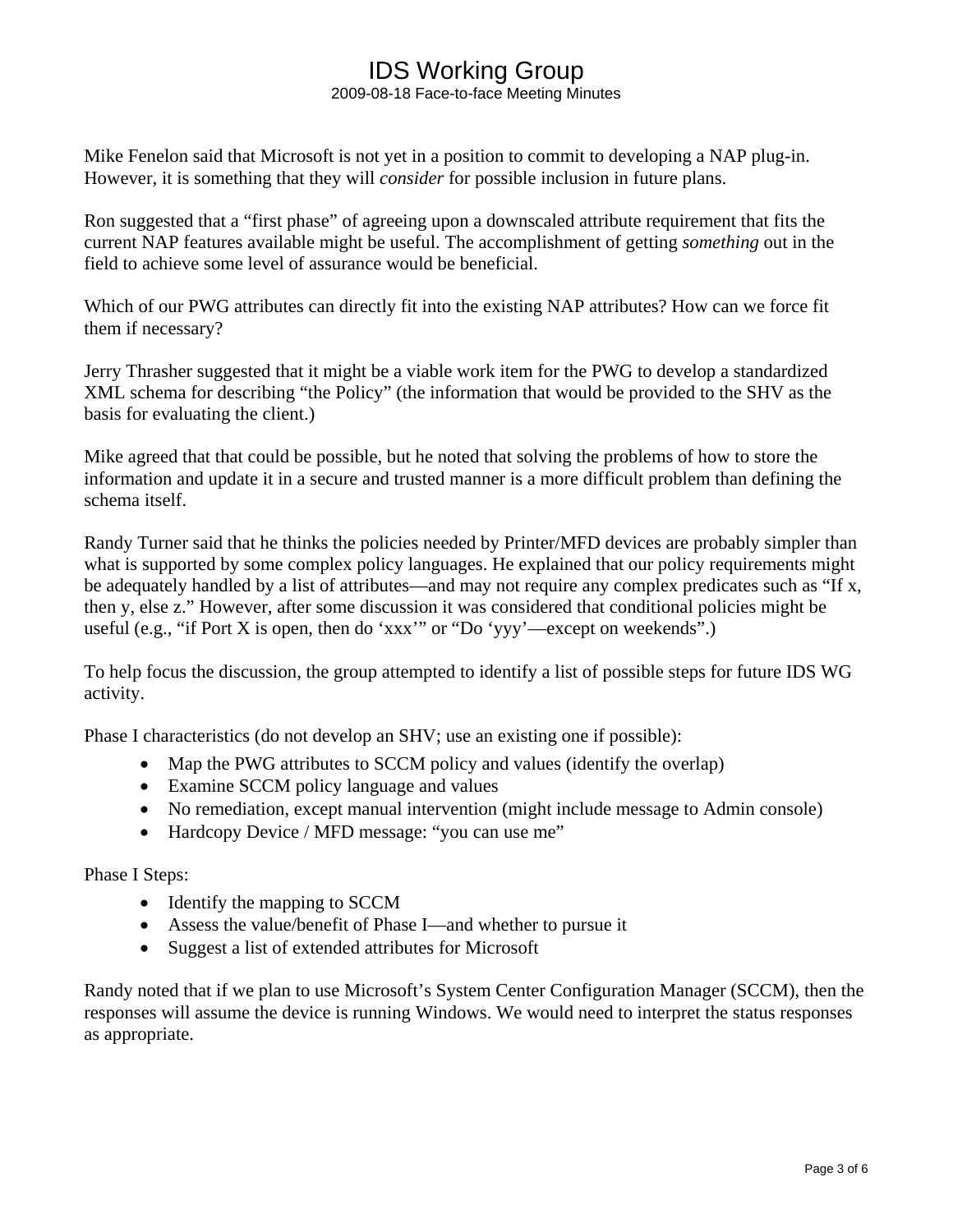Mike Fenelon said that Microsoft is not yet in a position to commit to developing a NAP plug-in. However, it is something that they will *consider* for possible inclusion in future plans.

Ron suggested that a “first phase” of agreeing upon a downscaled attribute requirement that fits the current NAP features available might be useful. The accomplishment of getting *something* out in the field to achieve some level of assurance would be beneficial.

Which of our PWG attributes can directly fit into the existing NAP attributes? How can we force fit them if necessary?

Jerry Thrasher suggested that it might be a viable work item for the PWG to develop a standardized XML schema for describing “the Policy” (the information that would be provided to the SHV as the basis for evaluating the client.)

Mike agreed that that could be possible, but he noted that solving the problems of how to store the information and update it in a secure and trusted manner is a more difficult problem than defining the schema itself.

Randy Turner said that he thinks the policies needed by Printer/MFD devices are probably simpler than what is supported by some complex policy languages. He explained that our policy requirements might be adequately handled by a list of attributes—and may not require any complex predicates such as “If x, then y, else z.” However, after some discussion it was considered that conditional policies might be useful (e.g., “if Port X is open, then do ‘xxx’” or “Do ‘yyy’—except on weekends”.)

To help focus the discussion, the group attempted to identify a list of possible steps for future IDS WG activity.

Phase I characteristics (do not develop an SHV; use an existing one if possible):

- Map the PWG attributes to SCCM policy and values (identify the overlap)
- Examine SCCM policy language and values
- No remediation, except manual intervention (might include message to Admin console)
- Hardcopy Device / MFD message: “you can use me”

Phase I Steps:

- Identify the mapping to SCCM
- Assess the value/benefit of Phase I—and whether to pursue it
- Suggest a list of extended attributes for Microsoft

Randy noted that if we plan to use Microsoft’s System Center Configuration Manager (SCCM), then the responses will assume the device is running Windows. We would need to interpret the status responses as appropriate.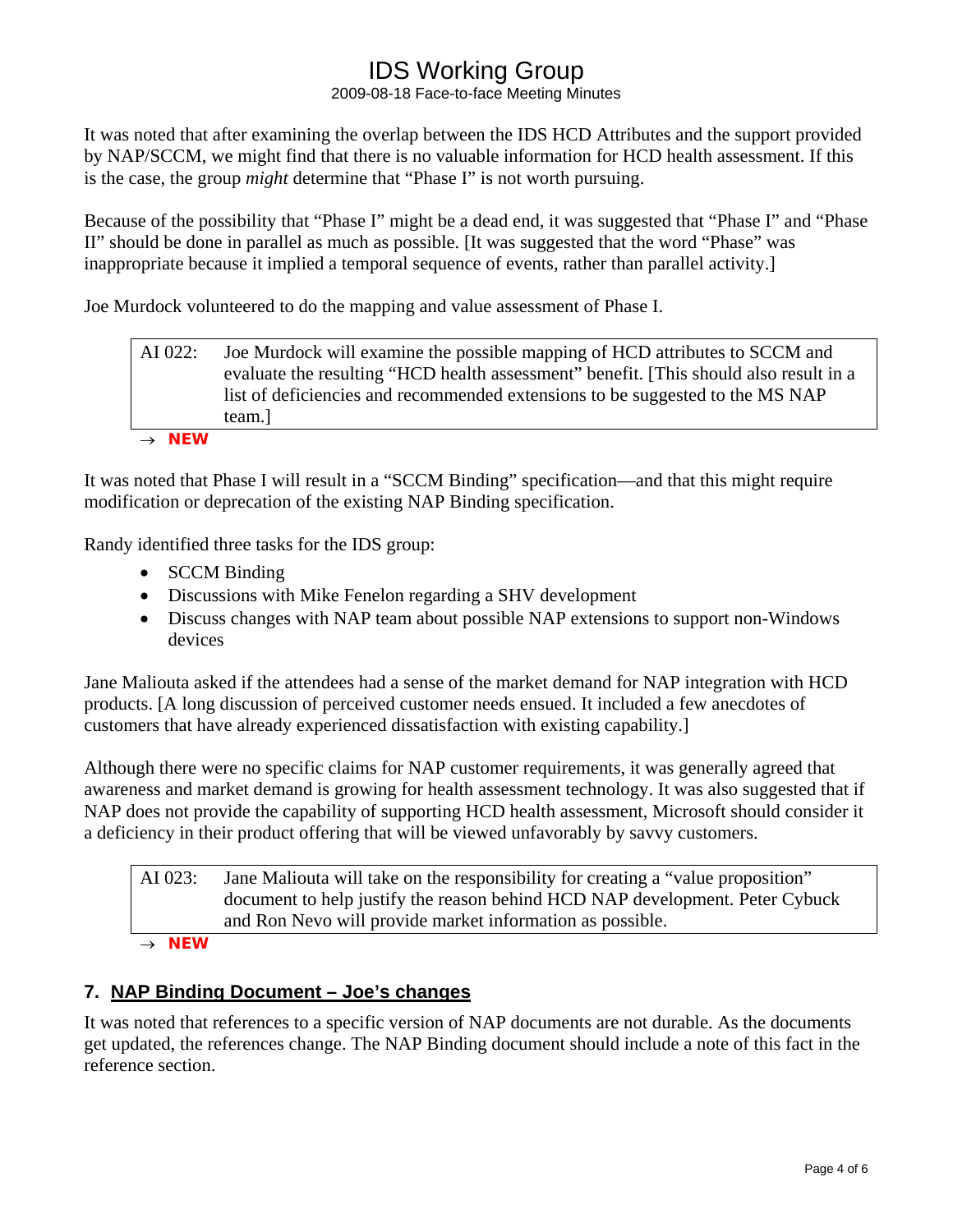It was noted that after examining the overlap between the IDS HCD Attributes and the support provided by NAP/SCCM, we might find that there is no valuable information for HCD health assessment. If this is the case, the group *might* determine that "Phase I" is not worth pursuing.

Because of the possibility that "Phase I" might be a dead end, it was suggested that "Phase I" and "Phase II" should be done in parallel as much as possible. [It was suggested that the word "Phase" was inappropriate because it implied a temporal sequence of events, rather than parallel activity.]

Joe Murdock volunteered to do the mapping and value assessment of Phase I.

| AI 022: | Joe Murdock will examine the possible mapping of HCD attributes to SCCM and evaluate the resulting "HCD health assessment" benefit. [This should also result in a list of deficiencies and recommended extensions to be suggested to the MS NAP team.] |
|---|---|

→ **NEW**

It was noted that Phase I will result in a "SCCM Binding" specification—and that this might require modification or deprecation of the existing NAP Binding specification.

Randy identified three tasks for the IDS group:

- SCCM Binding
- Discussions with Mike Fenelon regarding a SHV development
- Discuss changes with NAP team about possible NAP extensions to support non-Windows devices

Jane Maliouta asked if the attendees had a sense of the market demand for NAP integration with HCD products. [A long discussion of perceived customer needs ensued. It included a few anecdotes of customers that have already experienced dissatisfaction with existing capability.]

Although there were no specific claims for NAP customer requirements, it was generally agreed that awareness and market demand is growing for health assessment technology. It was also suggested that if NAP does not provide the capability of supporting HCD health assessment, Microsoft should consider it a deficiency in their product offering that will be viewed unfavorably by savvy customers.

| AI 023: | Jane Maliouta will take on the responsibility for creating a "value proposition" document to help justify the reason behind HCD NAP development. Peter Cybuck and Ron Nevo will provide market information as possible. |
|---|---|

→ **NEW**

## 7. NAP Binding Document – Joe's changes

It was noted that references to a specific version of NAP documents are not durable. As the documents get updated, the references change. The NAP Binding document should include a note of this fact in the reference section.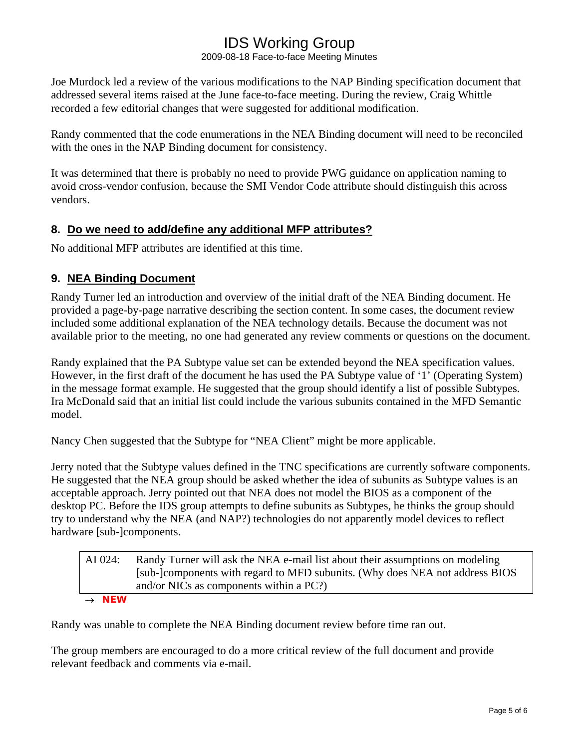Joe Murdock led a review of the various modifications to the NAP Binding specification document that addressed several items raised at the June face-to-face meeting. During the review, Craig Whittle recorded a few editorial changes that were suggested for additional modification.

Randy commented that the code enumerations in the NEA Binding document will need to be reconciled with the ones in the NAP Binding document for consistency.

It was determined that there is probably no need to provide PWG guidance on application naming to avoid cross-vendor confusion, because the SMI Vendor Code attribute should distinguish this across vendors.

## 8. Do we need to add/define any additional MFP attributes?

No additional MFP attributes are identified at this time.

## 9. NEA Binding Document

Randy Turner led an introduction and overview of the initial draft of the NEA Binding document. He provided a page-by-page narrative describing the section content. In some cases, the document review included some additional explanation of the NEA technology details. Because the document was not available prior to the meeting, no one had generated any review comments or questions on the document.

Randy explained that the PA Subtype value set can be extended beyond the NEA specification values. However, in the first draft of the document he has used the PA Subtype value of '1' (Operating System) in the message format example. He suggested that the group should identify a list of possible Subtypes. Ira McDonald said that an initial list could include the various subunits contained in the MFD Semantic model.

Nancy Chen suggested that the Subtype for "NEA Client" might be more applicable.

Jerry noted that the Subtype values defined in the TNC specifications are currently software components. He suggested that the NEA group should be asked whether the idea of subunits as Subtype values is an acceptable approach. Jerry pointed out that NEA does not model the BIOS as a component of the desktop PC. Before the IDS group attempts to define subunits as Subtypes, he thinks the group should try to understand why the NEA (and NAP?) technologies do not apparently model devices to reflect hardware [sub-]components.

| AI 024: | Randy Turner will ask the NEA e-mail list about their assumptions on modeling [sub-]components with regard to MFD subunits. (Why does NEA not address BIOS and/or NICs as components within a PC?) |
|---|---|

→ **NEW**

Randy was unable to complete the NEA Binding document review before time ran out.

The group members are encouraged to do a more critical review of the full document and provide relevant feedback and comments via e-mail.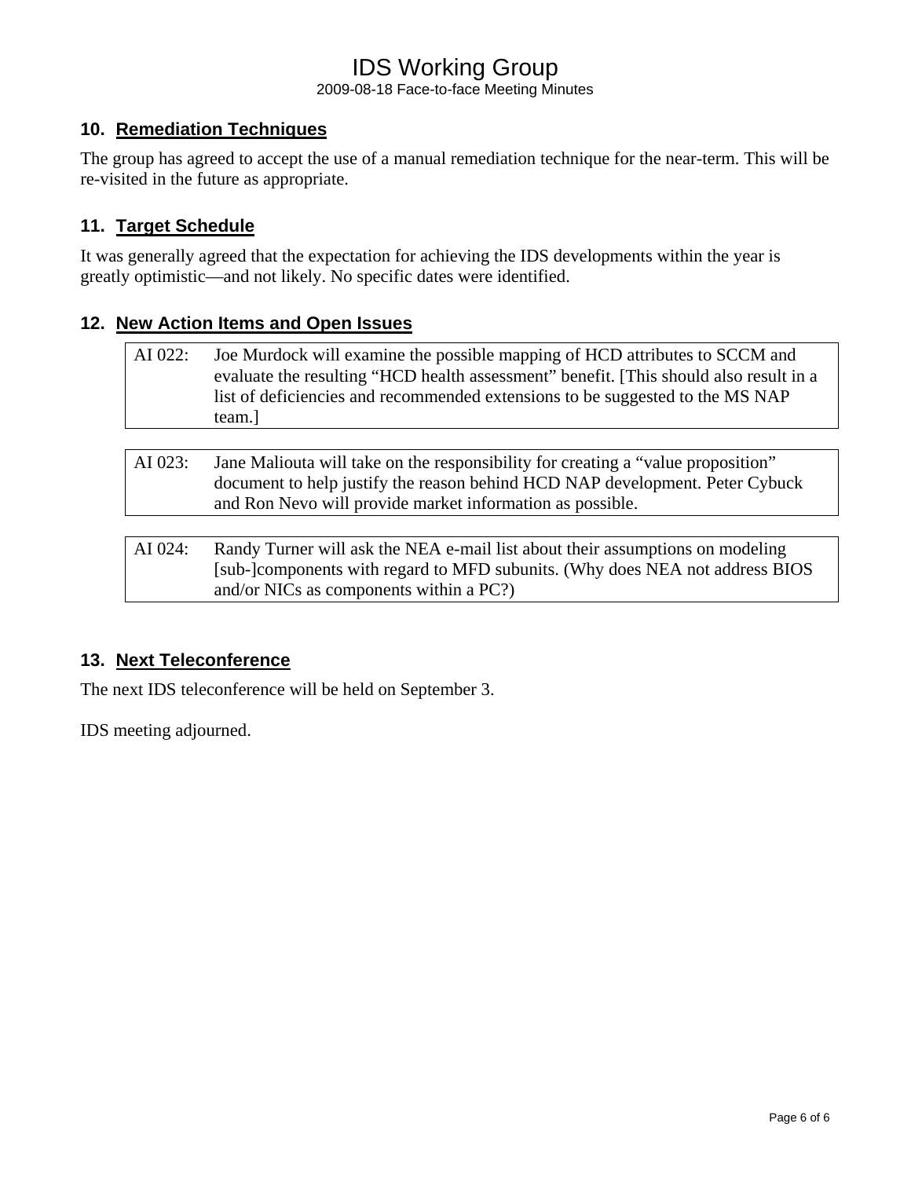## 10. Remediation Techniques

The group has agreed to accept the use of a manual remediation technique for the near-term. This will be re-visited in the future as appropriate.

## 11. Target Schedule

It was generally agreed that the expectation for achieving the IDS developments within the year is greatly optimistic—and not likely. No specific dates were identified.

## 12. New Action Items and Open Issues

| | |
|---|---|
| AI 022: | Joe Murdock will examine the possible mapping of HCD attributes to SCCM and evaluate the resulting "HCD health assessment" benefit. [This should also result in a list of deficiencies and recommended extensions to be suggested to the MS NAP team.] |

| | |
|---|---|
| AI 023: | Jane Maliouta will take on the responsibility for creating a "value proposition" document to help justify the reason behind HCD NAP development. Peter Cybuck and Ron Nevo will provide market information as possible. |

| | |
|---|---|
| AI 024: | Randy Turner will ask the NEA e-mail list about their assumptions on modeling [sub-]components with regard to MFD subunits. (Why does NEA not address BIOS and/or NICs as components within a PC?) |

## 13. Next Teleconference

The next IDS teleconference will be held on September 3.

IDS meeting adjourned.